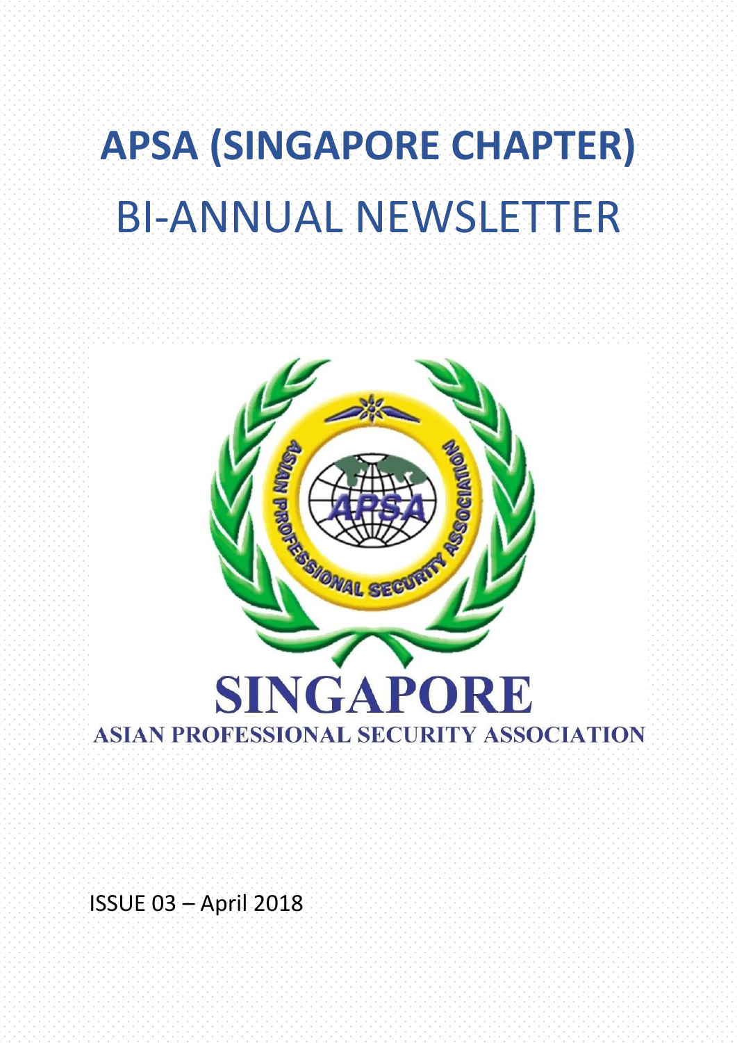# APSA (SINGAPORE CHAPTER)

# BI-ANNUAL NEWSLETTER

SINGAPORE

ASIAN PROFESSIONAL SECURITY ASSOCIATION

ISSUE 03 – April 2018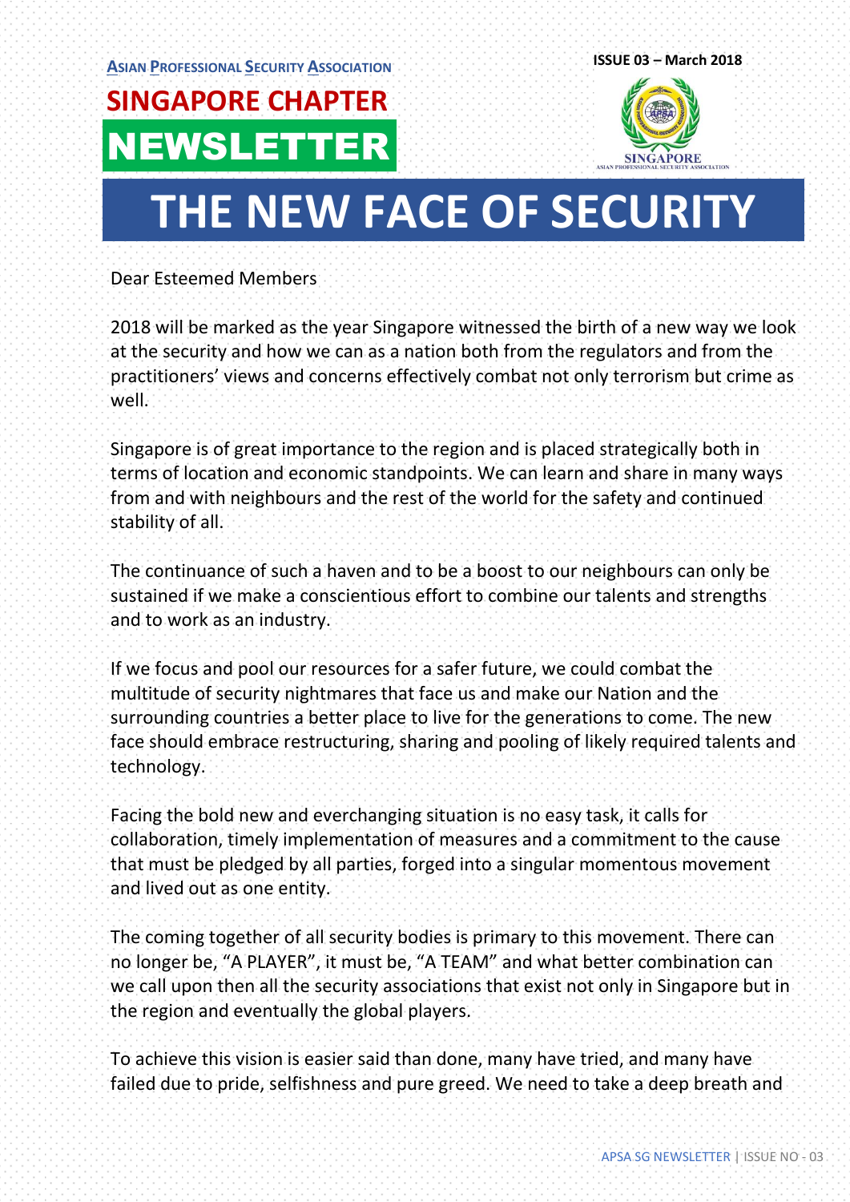ASIAN PROFESSIONAL SECURITY ASSOCIATION

# SINGAPORE CHAPTER NEWSLETTER

ISSUE 03 – March 2018

# THE NEW FACE OF SECURITY

Dear Esteemed Members

2018 will be marked as the year Singapore witnessed the birth of a new way we look at the security and how we can as a nation both from the regulators and from the practitioners' views and concerns effectively combat not only terrorism but crime as well.

Singapore is of great importance to the region and is placed strategically both in terms of location and economic standpoints. We can learn and share in many ways from and with neighbours and the rest of the world for the safety and continued stability of all.

The continuance of such a haven and to be a boost to our neighbours can only be sustained if we make a conscientious effort to combine our talents and strengths and to work as an industry.

If we focus and pool our resources for a safer future, we could combat the multitude of security nightmares that face us and make our Nation and the surrounding countries a better place to live for the generations to come. The new face should embrace restructuring, sharing and pooling of likely required talents and technology.

Facing the bold new and everchanging situation is no easy task, it calls for collaboration, timely implementation of measures and a commitment to the cause that must be pledged by all parties, forged into a singular momentous movement and lived out as one entity.

The coming together of all security bodies is primary to this movement. There can no longer be, "A PLAYER", it must be, "A TEAM" and what better combination can we call upon then all the security associations that exist not only in Singapore but in the region and eventually the global players.

To achieve this vision is easier said than done, many have tried, and many have failed due to pride, selfishness and pure greed. We need to take a deep breath and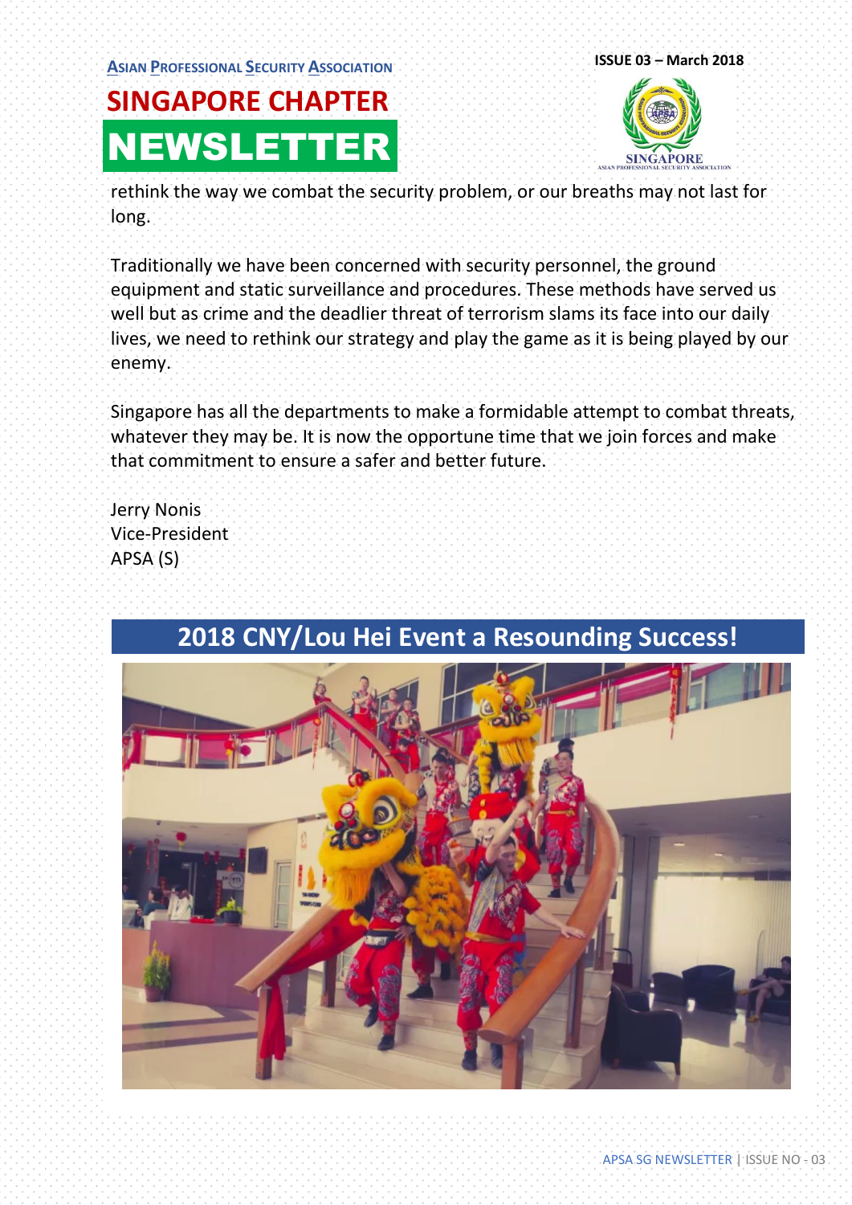rethink the way we combat the security problem, or our breaths may not last for long.

Traditionally we have been concerned with security personnel, the ground equipment and static surveillance and procedures. These methods have served us well but as crime and the deadlier threat of terrorism slams its face into our daily lives, we need to rethink our strategy and play the game as it is being played by our enemy.

Singapore has all the departments to make a formidable attempt to combat threats, whatever they may be. It is now the opportune time that we join forces and make that commitment to ensure a safer and better future.

Jerry Nonis
Vice-President
APSA (S)

## 2018 CNY/Lou Hei Event a Resounding Success!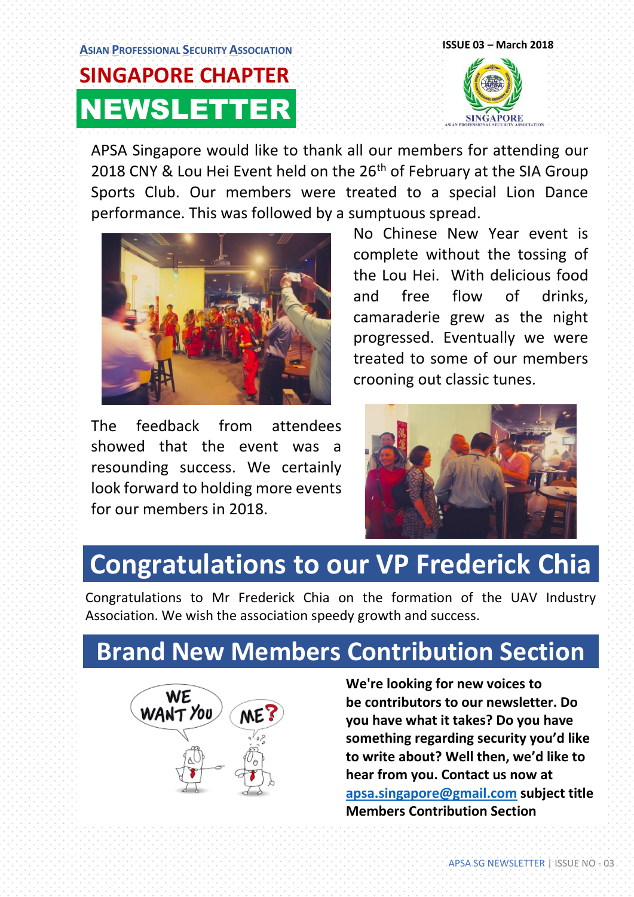**ASIAN PROFESSIONAL SECURITY ASSOCIATION**

# SINGAPORE CHAPTER NEWSLETTER

**ISSUE 03 – March 2018**

APSA Singapore would like to thank all our members for attending our 2018 CNY & Lou Hei Event held on the 26th of February at the SIA Group Sports Club. Our members were treated to a special Lion Dance performance. This was followed by a sumptuous spread.

No Chinese New Year event is complete without the tossing of the Lou Hei. With delicious food and free flow of drinks, camaraderie grew as the night progressed. Eventually we were treated to some of our members crooning out classic tunes.

The feedback from attendees showed that the event was a resounding success. We certainly look forward to holding more events for our members in 2018.

## Congratulations to our VP Frederick Chia

Congratulations to Mr Frederick Chia on the formation of the UAV Industry Association. We wish the association speedy growth and success.

## Brand New Members Contribution Section

**We're looking for new voices to be contributors to our newsletter. Do you have what it takes? Do you have something regarding security you'd like to write about? Well then, we'd like to hear from you. Contact us now at apsa.singapore@gmail.com subject title Members Contribution Section**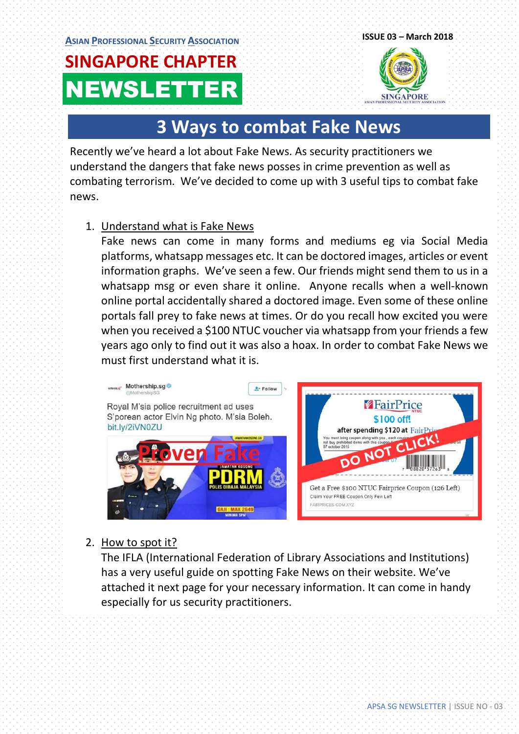ASIAN PROFESSIONAL SECURITY ASSOCIATION

# SINGAPORE CHAPTER NEWSLETTER

ISSUE 03 – March 2018

## 3 Ways to combat Fake News

Recently we've heard a lot about Fake News. As security practitioners we understand the dangers that fake news posses in crime prevention as well as combating terrorism. We've decided to come up with 3 useful tips to combat fake news.

1. Understand what is Fake News

   Fake news can come in many forms and mediums eg via Social Media platforms, whatsapp messages etc. It can be doctored images, articles or event information graphs. We've seen a few. Our friends might send them to us in a whatsapp msg or even share it online. Anyone recalls when a well-known online portal accidentally shared a doctored image. Even some of these online portals fall prey to fake news at times. Or do you recall how excited you were when you received a $100 NTUC voucher via whatsapp from your friends a few years ago only to find out it was also a hoax. In order to combat Fake News we must first understand what it is.

2. How to spot it?

   The IFLA (International Federation of Library Associations and Institutions) has a very useful guide on spotting Fake News on their website. We've attached it next page for your necessary information. It can come in handy especially for us security practitioners.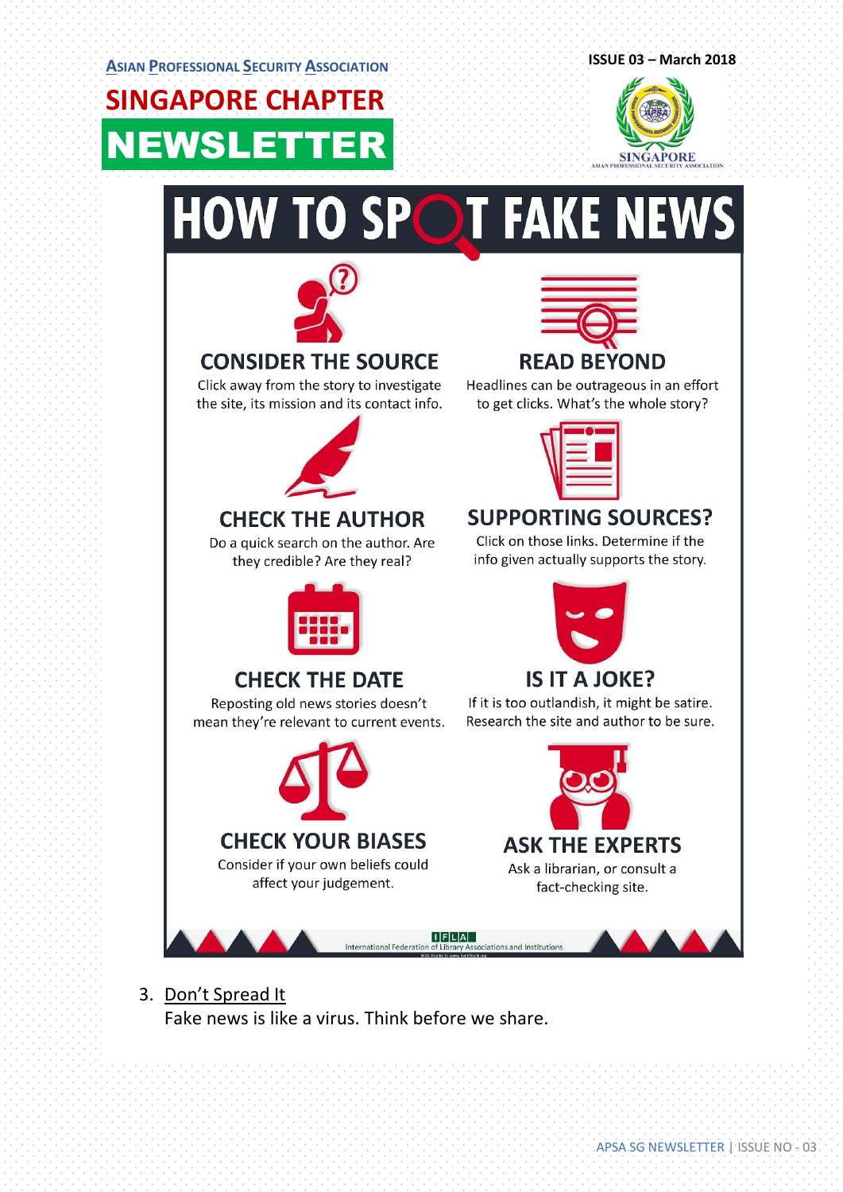# HOW TO SPOT FAKE NEWS

### CONSIDER THE SOURCE

Click away from the story to investigate the site, its mission and its contact info.

### READ BEYOND

Headlines can be outrageous in an effort to get clicks. What's the whole story?

### CHECK THE AUTHOR

Do a quick search on the author. Are they credible? Are they real?

### SUPPORTING SOURCES?

Click on those links. Determine if the info given actually supports the story.

### CHECK THE DATE

Reposting old news stories doesn't mean they're relevant to current events.

### IS IT A JOKE?

If it is too outlandish, it might be satire. Research the site and author to be sure.

### CHECK YOUR BIASES

Consider if your own beliefs could affect your judgement.

### ASK THE EXPERTS

Ask a librarian, or consult a fact-checking site.

IFLA
International Federation of Library Associations and Institutions

3. Don't Spread It
   Fake news is like a virus. Think before we share.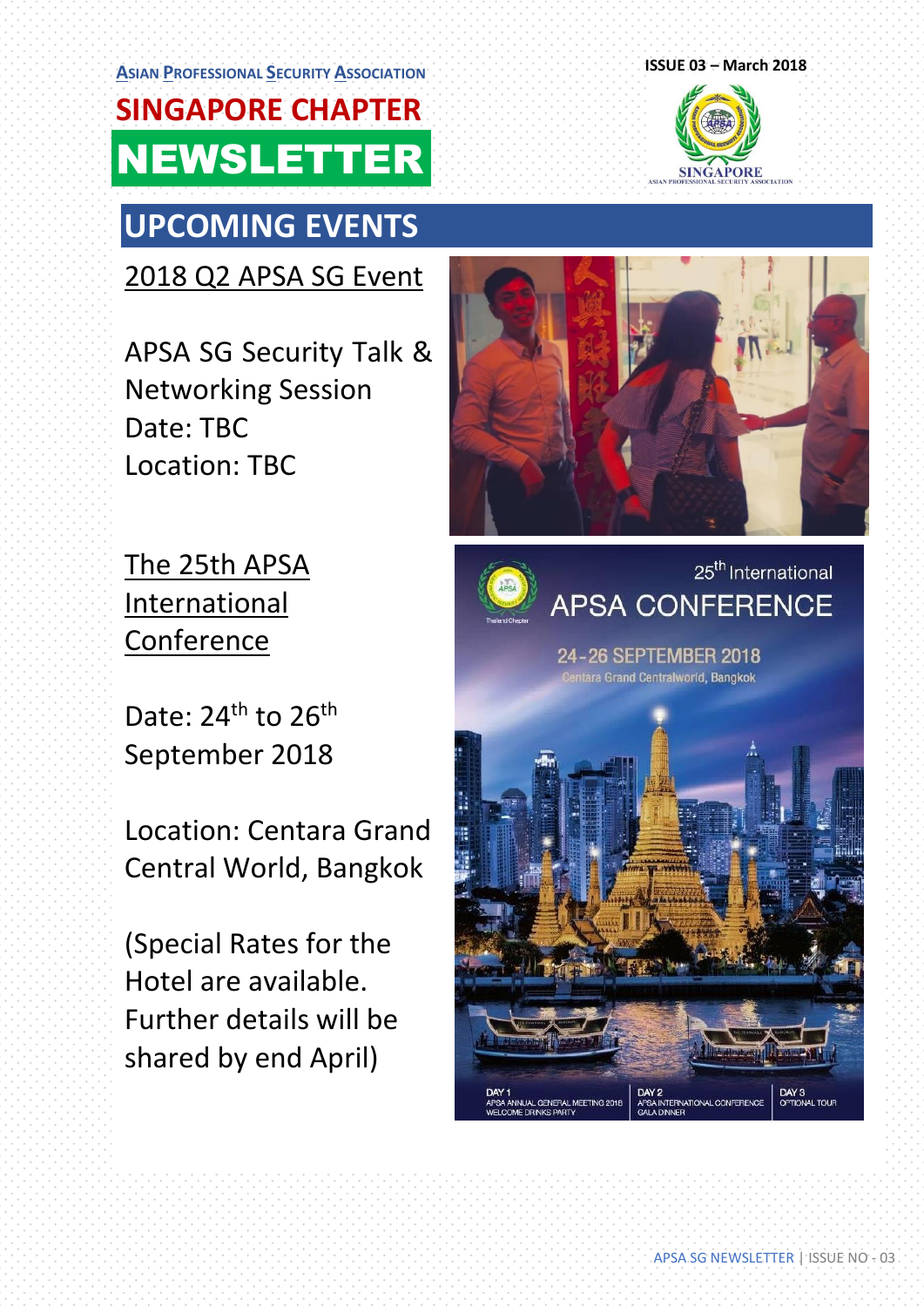ASIAN PROFESSIONAL SECURITY ASSOCIATION

# SINGAPORE CHAPTER NEWSLETTER

ISSUE 03 – March 2018

## UPCOMING EVENTS

### 2018 Q2 APSA SG Event

APSA SG Security Talk & Networking Session
Date: TBC
Location: TBC

### The 25th APSA International Conference

Date: 24th to 26th September 2018

Location: Centara Grand Central World, Bangkok

(Special Rates for the Hotel are available. Further details will be shared by end April)